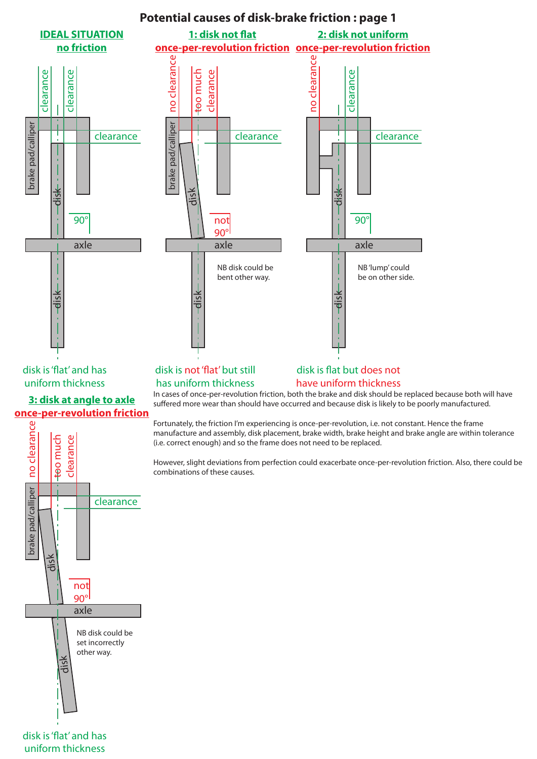# Potential causes of disk-brake friction : page 1

## IDEAL SITUATION
### no friction

clearance

clearance

clearance

brake pad/calliper

disk

90°

axle

disk

disk is 'flat' and has uniform thickness

## 1: disk not flat
### once-per-revolution friction

no clearance

too much clearance

clearance

brake pad/calliper

disk

not 90°

axle

disk

NB disk could be bent other way.

disk is not 'flat' but still has uniform thickness

## 2: disk not uniform
### once-per-revolution friction

no clearance

clearance

clearance

disk

90°

axle

disk

NB 'lump' could be on other side.

disk is flat but does not have uniform thickness

In cases of once-per-revolution friction, both the brake and disk should be replaced because both will have suffered more wear than should have occurred and because disk is likely to be poorly manufactured.

Fortunately, the friction I'm experiencing is once-per-revolution, i.e. not constant. Hence the frame manufacture and assembly, disk placement, brake width, brake height and brake angle are within tolerance (i.e. correct enough) and so the frame does not need to be replaced.

However, slight deviations from perfection could exacerbate once-per-revolution friction. Also, there could be combinations of these causes.

## 3: disk at angle to axle
### once-per-revolution friction

no clearance

too much clearance

clearance

brake pad/calliper

disk

not 90°

axle

disk

NB disk could be set incorrectly other way.

disk is 'flat' and has uniform thickness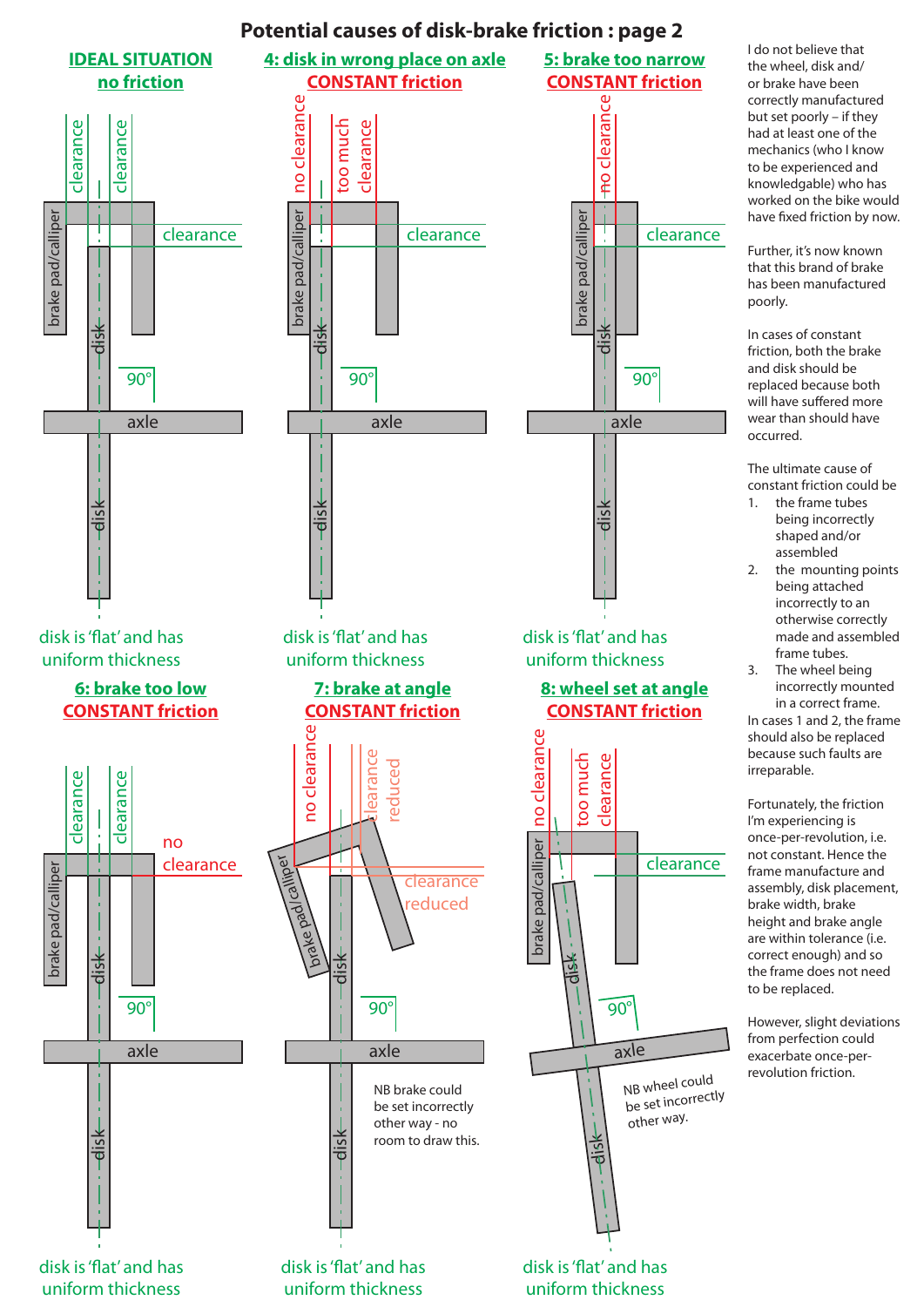# Potential causes of disk-brake friction : page 2

## IDEAL SITUATION
## no friction

clearance
clearance
clearance
brake pad/calliper
disk
90°
axle
disk

disk is 'flat' and has uniform thickness

## 4: disk in wrong place on axle
## CONSTANT friction

no clearance
too much clearance
clearance
brake pad/calliper
disk
90°
axle
disk

disk is 'flat' and has uniform thickness

## 5: brake too narrow
## CONSTANT friction

no clearance
clearance
brake pad/calliper
disk
90°
axle
disk

disk is 'flat' and has uniform thickness

## 6: brake too low
## CONSTANT friction

clearance
clearance
no clearance
brake pad/calliper
disk
90°
axle
disk

disk is 'flat' and has uniform thickness

## 7: brake at angle
## CONSTANT friction

no clearance
clearance reduced
clearance reduced
brake pad/calliper
disk
90°
axle
disk

NB brake could be set incorrectly other way - no room to draw this.

disk is 'flat' and has uniform thickness

## 8: wheel set at angle
## CONSTANT friction

no clearance
too much clearance
clearance
brake pad/calliper
disk
90°
axle
disk

NB wheel could be set incorrectly other way.

disk is 'flat' and has uniform thickness

---

I do not believe that the wheel, disk and/or brake have been correctly manufactured but set poorly – if they had at least one of the mechanics (who I know to be experienced and knowledgable) who has worked on the bike would have fixed friction by now.

Further, it's now known that this brand of brake has been manufactured poorly.

In cases of constant friction, both the brake and disk should be replaced because both will have suffered more wear than should have occurred.

The ultimate cause of constant friction could be

1. the frame tubes being incorrectly shaped and/or assembled
2. the mounting points being attached incorrectly to an otherwise correctly made and assembled frame tubes.
3. The wheel being incorrectly mounted in a correct frame.

In cases 1 and 2, the frame should also be replaced because such faults are irreparable.

Fortunately, the friction I'm experiencing is once-per-revolution, i.e. not constant. Hence the frame manufacture and assembly, disk placement, brake width, brake height and brake angle are within tolerance (i.e. correct enough) and so the frame does not need to be replaced.

However, slight deviations from perfection could exacerbate once-per-revolution friction.